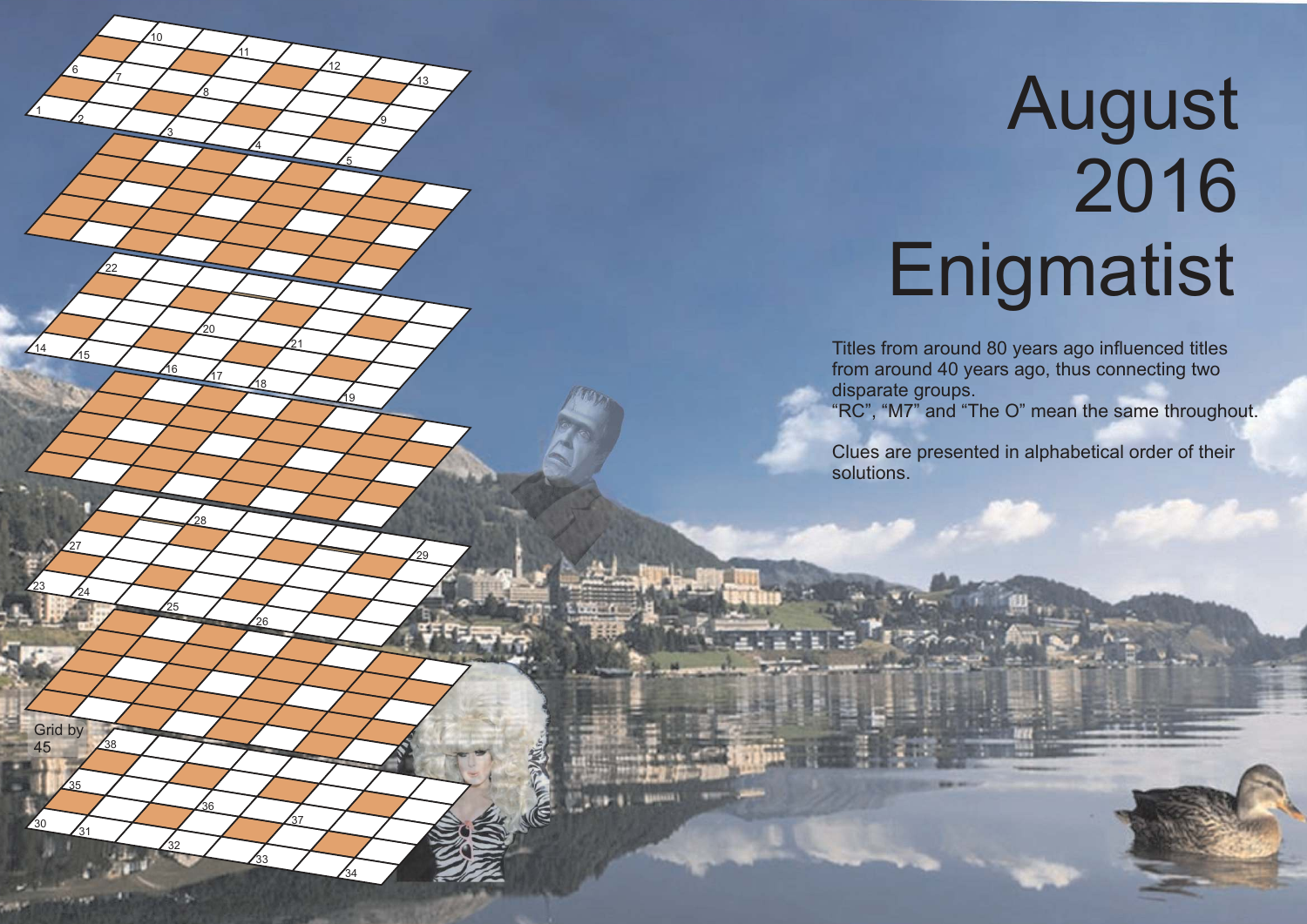# August 2016 Enigmatist

Titles from around 80 years ago influenced titles from around 40 years ago, thus connecting two disparate groups.
"RC", "M7" and "The O" mean the same throughout.

Clues are presented in alphabetical order of their solutions.

Grid by 45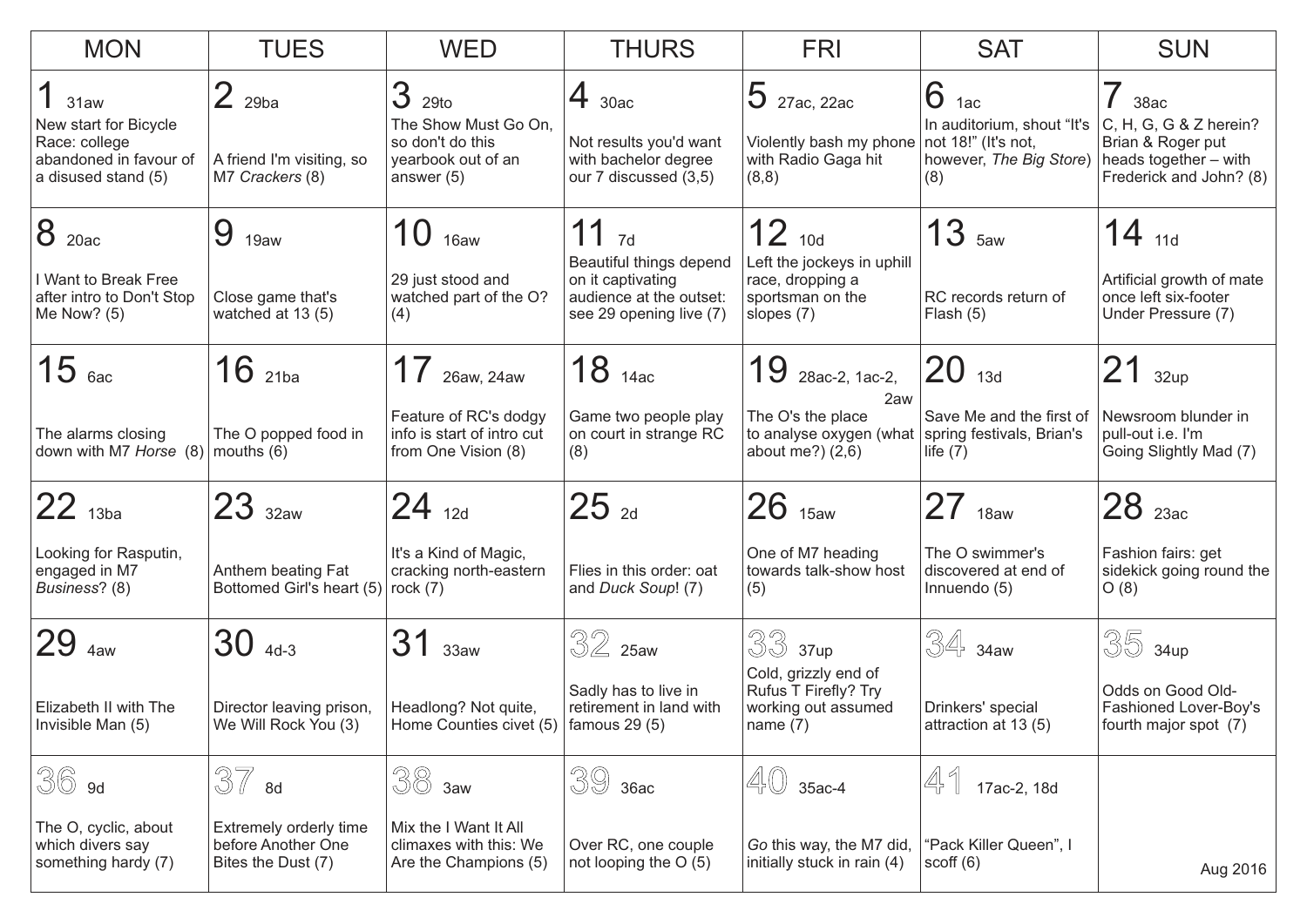| MON | TUES | WED | THURS | FRI | SAT | SUN |
|---|---|---|---|---|---|---|
| 1 31aw New start for Bicycle Race: college abandoned in favour of a disused stand (5) | 2 29ba A friend I'm visiting, so M7 *Crackers* (8) | 3 29to The Show Must Go On, so don't do this yearbook out of an answer (5) | 4 30ac Not results you'd want with bachelor degree our 7 discussed (3,5) | 5 27ac, 22ac Violently bash my phone with Radio Gaga hit (8,8) | 6 1ac In auditorium, shout "It's not 18!" (It's not, however, *The Big Store*) (8) | 7 38ac C, H, G, G & Z herein? Brian & Roger put heads together – with Frederick and John? (8) |
| 8 20ac I Want to Break Free after intro to Don't Stop Me Now? (5) | 9 19aw Close game that's watched at 13 (5) | 10 16aw 29 just stood and watched part of the O? (4) | 11 7d Beautiful things depend on it captivating audience at the outset: see 29 opening live (7) | 12 10d Left the jockeys in uphill race, dropping a sportsman on the slopes (7) | 13 5aw RC records return of Flash (5) | 14 11d Artificial growth of mate once left six-footer Under Pressure (7) |
| 15 6ac The alarms closing down with M7 *Horse* (8) | 16 21ba The O popped food in mouths (6) | 17 26aw, 24aw Feature of RC's dodgy info is start of intro cut from One Vision (8) | 18 14ac Game two people play on court in strange RC (8) | 19 28ac-2, 1ac-2, 2aw The O's the place to analyse oxygen (what about me?) (2,6) | 20 13d Save Me and the first of spring festivals, Brian's life (7) | 21 32up Newsroom blunder in pull-out i.e. I'm Going Slightly Mad (7) |
| 22 13ba Looking for Rasputin, engaged in M7 *Business*? (8) | 23 32aw Anthem beating Fat Bottomed Girl's heart (5) | 24 12d It's a Kind of Magic, cracking north-eastern rock (7) | 25 2d Flies in this order: oat and *Duck Soup*! (7) | 26 15aw One of M7 heading towards talk-show host (5) | 27 18aw The O swimmer's discovered at end of Innuendo (5) | 28 23ac Fashion fairs: get sidekick going round the O (8) |
| 29 4aw Elizabeth II with The Invisible Man (5) | 30 4d-3 Director leaving prison, We Will Rock You (3) | 31 33aw Headlong? Not quite, Home Counties civet (5) | 32 25aw Sadly has to live in retirement in land with famous 29 (5) | 33 37up Cold, grizzly end of Rufus T Firefly? Try working out assumed name (7) | 34 34aw Drinkers' special attraction at 13 (5) | 35 34up Odds on Good Old-Fashioned Lover-Boy's fourth major spot (7) |
| 36 9d The O, cyclic, about which divers say something hardy (7) | 37 8d Extremely orderly time before Another One Bites the Dust (7) | 38 3aw Mix the I Want It All climaxes with this: We Are the Champions (5) | 39 36ac Over RC, one couple not looping the O (5) | 40 35ac-4 *Go* this way, the M7 did, initially stuck in rain (4) | 41 17ac-2, 18d "Pack Killer Queen", I scoff (6) | Aug 2016 |